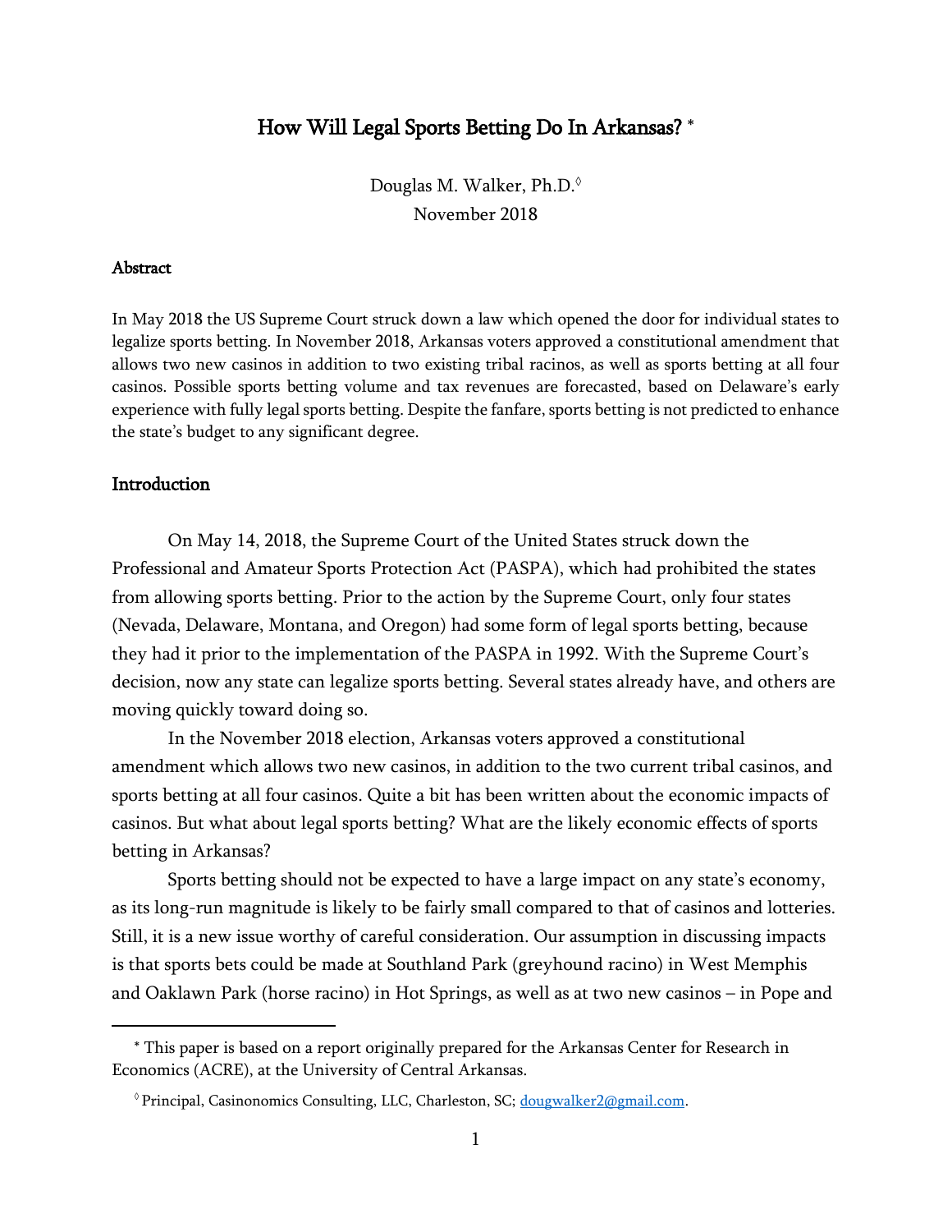# How Will Legal Sports Betting Do In Arkansas? *

Douglas M. Walker, Ph.D.◊

November 2018

### Abstract

In May 2018 the US Supreme Court struck down a law which opened the door for individual states to legalize sports betting. In November 2018, Arkansas voters approved a constitutional amendment that allows two new casinos in addition to two existing tribal racinos, as well as sports betting at all four casinos. Possible sports betting volume and tax revenues are forecasted, based on Delaware's early experience with fully legal sports betting. Despite the fanfare, sports betting is not predicted to enhance the state's budget to any significant degree.

### Introduction

On May 14, 2018, the Supreme Court of the United States struck down the Professional and Amateur Sports Protection Act (PASPA), which had prohibited the states from allowing sports betting. Prior to the action by the Supreme Court, only four states (Nevada, Delaware, Montana, and Oregon) had some form of legal sports betting, because they had it prior to the implementation of the PASPA in 1992. With the Supreme Court's decision, now any state can legalize sports betting. Several states already have, and others are moving quickly toward doing so.

In the November 2018 election, Arkansas voters approved a constitutional amendment which allows two new casinos, in addition to the two current tribal casinos, and sports betting at all four casinos. Quite a bit has been written about the economic impacts of casinos. But what about legal sports betting? What are the likely economic effects of sports betting in Arkansas?

Sports betting should not be expected to have a large impact on any state's economy, as its long-run magnitude is likely to be fairly small compared to that of casinos and lotteries. Still, it is a new issue worthy of careful consideration. Our assumption in discussing impacts is that sports bets could be made at Southland Park (greyhound racino) in West Memphis and Oaklawn Park (horse racino) in Hot Springs, as well as at two new casinos – in Pope and

---

* This paper is based on a report originally prepared for the Arkansas Center for Research in Economics (ACRE), at the University of Central Arkansas.

◊ Principal, Casinonomics Consulting, LLC, Charleston, SC; dougwalker2@gmail.com.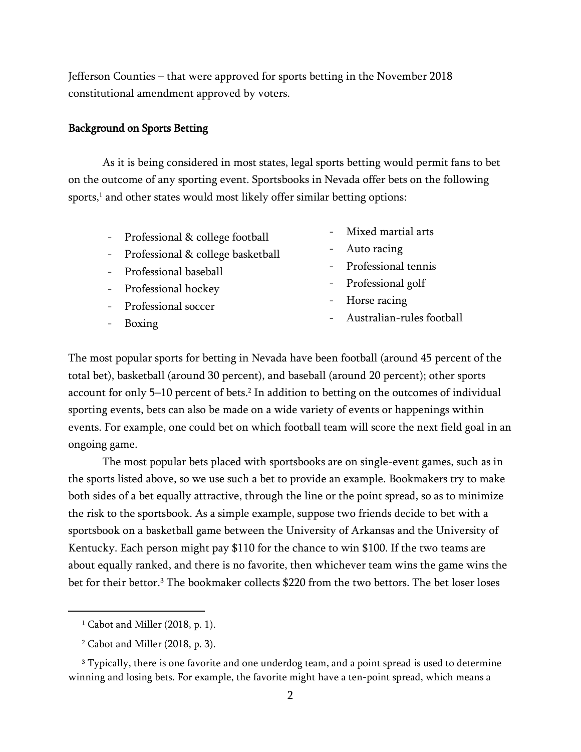Jefferson Counties – that were approved for sports betting in the November 2018 constitutional amendment approved by voters.

### Background on Sports Betting

As it is being considered in most states, legal sports betting would permit fans to bet on the outcome of any sporting event. Sportsbooks in Nevada offer bets on the following sports,[1] and other states would most likely offer similar betting options:

- Professional & college football
- Professional & college basketball
- Professional baseball
- Professional hockey
- Professional soccer
- Boxing
- Mixed martial arts
- Auto racing
- Professional tennis
- Professional golf
- Horse racing
- Australian-rules football

The most popular sports for betting in Nevada have been football (around 45 percent of the total bet), basketball (around 30 percent), and baseball (around 20 percent); other sports account for only 5–10 percent of bets.[2] In addition to betting on the outcomes of individual sporting events, bets can also be made on a wide variety of events or happenings within events. For example, one could bet on which football team will score the next field goal in an ongoing game.

The most popular bets placed with sportsbooks are on single-event games, such as in the sports listed above, so we use such a bet to provide an example. Bookmakers try to make both sides of a bet equally attractive, through the line or the point spread, so as to minimize the risk to the sportsbook. As a simple example, suppose two friends decide to bet with a sportsbook on a basketball game between the University of Arkansas and the University of Kentucky. Each person might pay $110 for the chance to win $100. If the two teams are about equally ranked, and there is no favorite, then whichever team wins the game wins the bet for their bettor.[3] The bookmaker collects $220 from the two bettors. The bet loser loses

---

[1] Cabot and Miller (2018, p. 1).

[2] Cabot and Miller (2018, p. 3).

[3] Typically, there is one favorite and one underdog team, and a point spread is used to determine winning and losing bets. For example, the favorite might have a ten-point spread, which means a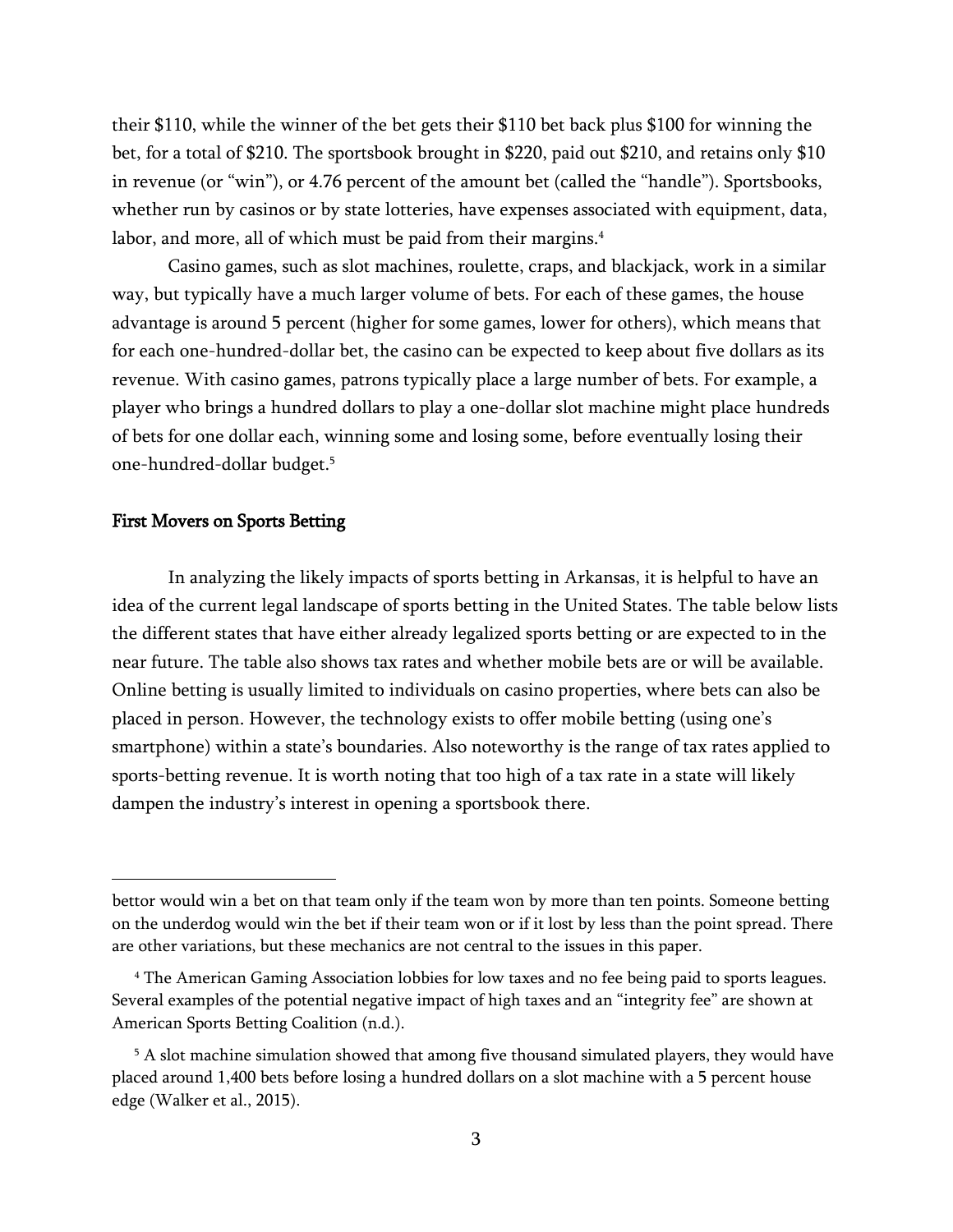their $110, while the winner of the bet gets their $110 bet back plus $100 for winning the bet, for a total of $210. The sportsbook brought in $220, paid out $210, and retains only $10 in revenue (or "win"), or 4.76 percent of the amount bet (called the "handle"). Sportsbooks, whether run by casinos or by state lotteries, have expenses associated with equipment, data, labor, and more, all of which must be paid from their margins.[4]

Casino games, such as slot machines, roulette, craps, and blackjack, work in a similar way, but typically have a much larger volume of bets. For each of these games, the house advantage is around 5 percent (higher for some games, lower for others), which means that for each one-hundred-dollar bet, the casino can be expected to keep about five dollars as its revenue. With casino games, patrons typically place a large number of bets. For example, a player who brings a hundred dollars to play a one-dollar slot machine might place hundreds of bets for one dollar each, winning some and losing some, before eventually losing their one-hundred-dollar budget.[5]

## First Movers on Sports Betting

In analyzing the likely impacts of sports betting in Arkansas, it is helpful to have an idea of the current legal landscape of sports betting in the United States. The table below lists the different states that have either already legalized sports betting or are expected to in the near future. The table also shows tax rates and whether mobile bets are or will be available. Online betting is usually limited to individuals on casino properties, where bets can also be placed in person. However, the technology exists to offer mobile betting (using one's smartphone) within a state's boundaries. Also noteworthy is the range of tax rates applied to sports-betting revenue. It is worth noting that too high of a tax rate in a state will likely dampen the industry's interest in opening a sportsbook there.

---

bettor would win a bet on that team only if the team won by more than ten points. Someone betting on the underdog would win the bet if their team won or if it lost by less than the point spread. There are other variations, but these mechanics are not central to the issues in this paper.

[4] The American Gaming Association lobbies for low taxes and no fee being paid to sports leagues. Several examples of the potential negative impact of high taxes and an "integrity fee" are shown at American Sports Betting Coalition (n.d.).

[5] A slot machine simulation showed that among five thousand simulated players, they would have placed around 1,400 bets before losing a hundred dollars on a slot machine with a 5 percent house edge (Walker et al., 2015).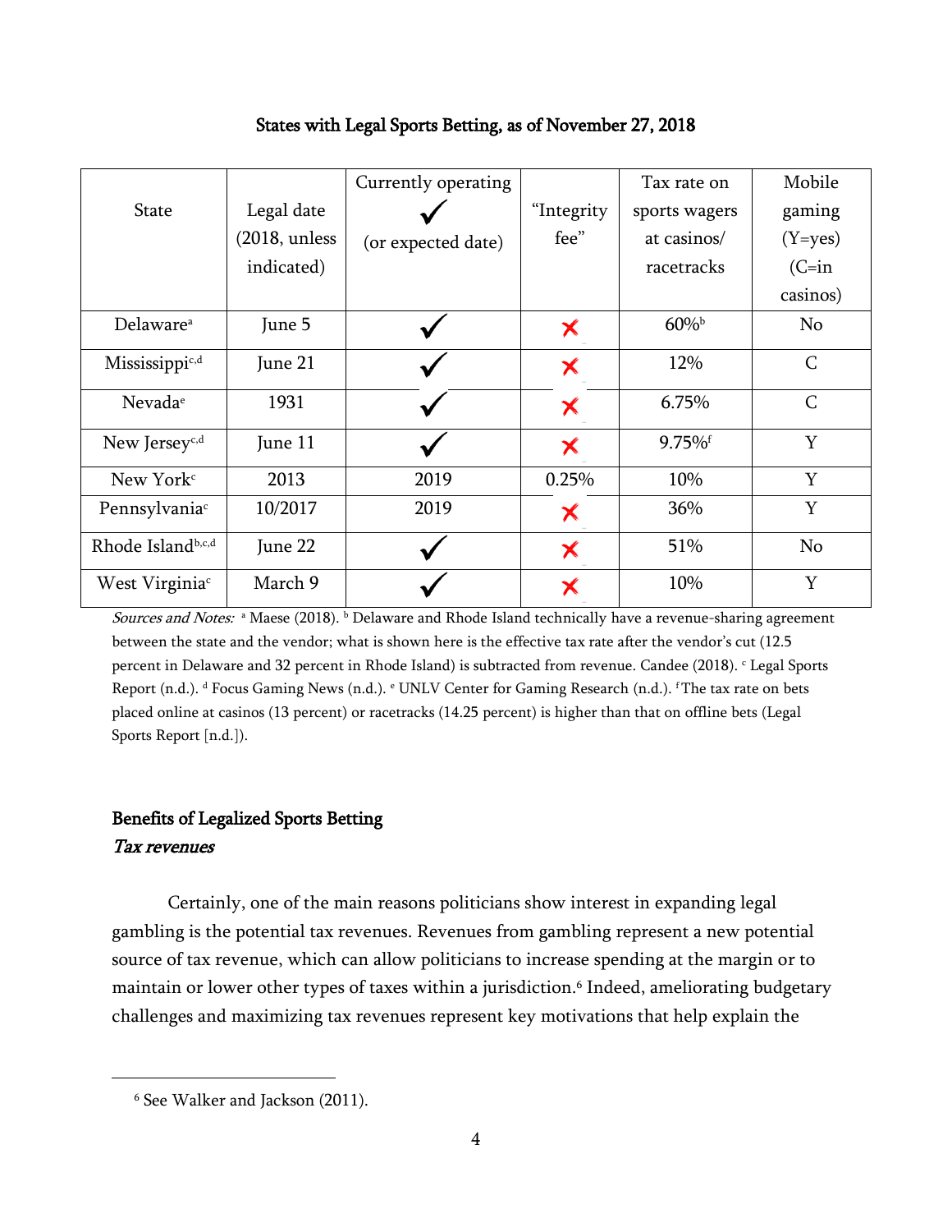**States with Legal Sports Betting, as of November 27, 2018**

| State | Legal date (2018, unless indicated) | Currently operating ✓ (or expected date) | "Integrity fee" | Tax rate on sports wagers at casinos/ racetracks | Mobile gaming (Y=yes) (C=in casinos) |
|---|---|---|---|---|---|
| Delaware[a] | June 5 | ✓ | ✗ | 60%[b] | No |
| Mississippi[c,d] | June 21 | ✓ | ✗ | 12% | C |
| Nevada[e] | 1931 | ✓ | ✗ | 6.75% | C |
| New Jersey[c,d] | June 11 | ✓ | ✗ | 9.75%[f] | Y |
| New York[c] | 2013 | 2019 | 0.25% | 10% | Y |
| Pennsylvania[c] | 10/2017 | 2019 | ✗ | 36% | Y |
| Rhode Island[b,c,d] | June 22 | ✓ | ✗ | 51% | No |
| West Virginia[c] | March 9 | ✓ | ✗ | 10% | Y |

*Sources and Notes:* [a] Maese (2018). [b] Delaware and Rhode Island technically have a revenue-sharing agreement between the state and the vendor; what is shown here is the effective tax rate after the vendor's cut (12.5 percent in Delaware and 32 percent in Rhode Island) is subtracted from revenue. Candee (2018). [c] Legal Sports Report (n.d.). [d] Focus Gaming News (n.d.). [e] UNLV Center for Gaming Research (n.d.). [f] The tax rate on bets placed online at casinos (13 percent) or racetracks (14.25 percent) is higher than that on offline bets (Legal Sports Report [n.d.]).

## Benefits of Legalized Sports Betting

### *Tax revenues*

Certainly, one of the main reasons politicians show interest in expanding legal gambling is the potential tax revenues. Revenues from gambling represent a new potential source of tax revenue, which can allow politicians to increase spending at the margin or to maintain or lower other types of taxes within a jurisdiction.[6] Indeed, ameliorating budgetary challenges and maximizing tax revenues represent key motivations that help explain the

[6] See Walker and Jackson (2011).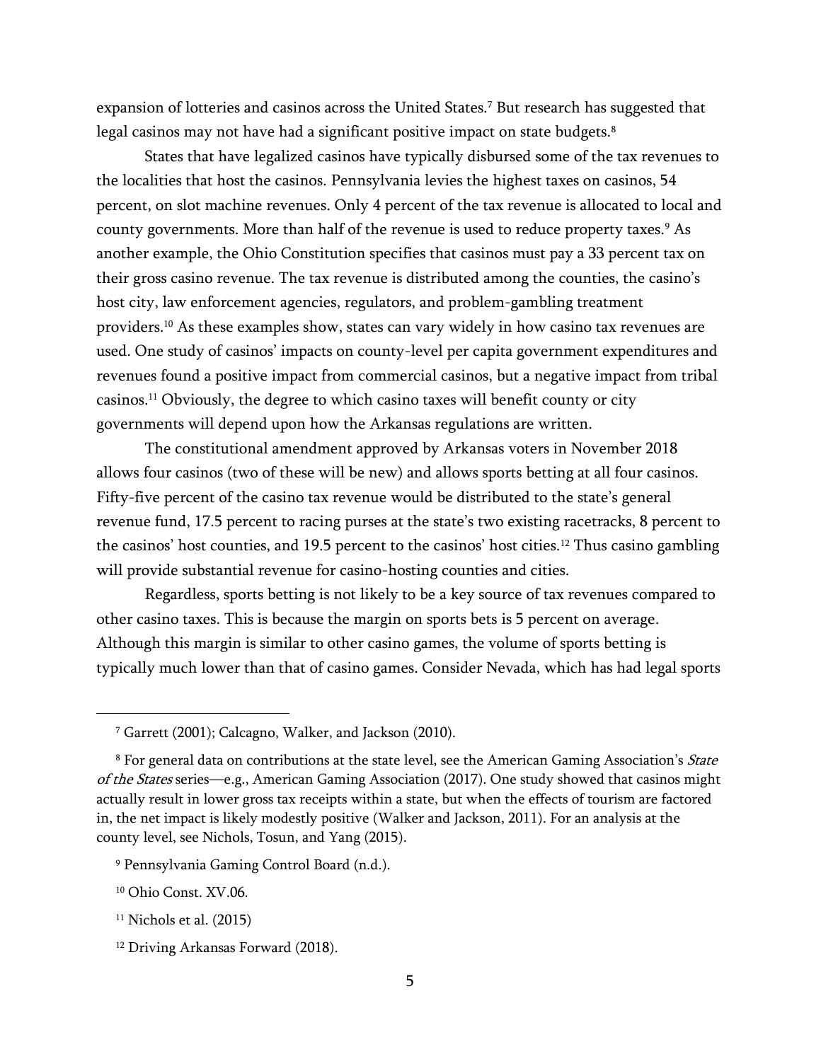expansion of lotteries and casinos across the United States.[7] But research has suggested that legal casinos may not have had a significant positive impact on state budgets.[8]

States that have legalized casinos have typically disbursed some of the tax revenues to the localities that host the casinos. Pennsylvania levies the highest taxes on casinos, 54 percent, on slot machine revenues. Only 4 percent of the tax revenue is allocated to local and county governments. More than half of the revenue is used to reduce property taxes.[9] As another example, the Ohio Constitution specifies that casinos must pay a 33 percent tax on their gross casino revenue. The tax revenue is distributed among the counties, the casino's host city, law enforcement agencies, regulators, and problem-gambling treatment providers.[10] As these examples show, states can vary widely in how casino tax revenues are used. One study of casinos' impacts on county-level per capita government expenditures and revenues found a positive impact from commercial casinos, but a negative impact from tribal casinos.[11] Obviously, the degree to which casino taxes will benefit county or city governments will depend upon how the Arkansas regulations are written.

The constitutional amendment approved by Arkansas voters in November 2018 allows four casinos (two of these will be new) and allows sports betting at all four casinos. Fifty-five percent of the casino tax revenue would be distributed to the state's general revenue fund, 17.5 percent to racing purses at the state's two existing racetracks, 8 percent to the casinos' host counties, and 19.5 percent to the casinos' host cities.[12] Thus casino gambling will provide substantial revenue for casino-hosting counties and cities.

Regardless, sports betting is not likely to be a key source of tax revenues compared to other casino taxes. This is because the margin on sports bets is 5 percent on average. Although this margin is similar to other casino games, the volume of sports betting is typically much lower than that of casino games. Consider Nevada, which has had legal sports

---

[7] Garrett (2001); Calcagno, Walker, and Jackson (2010).

[8] For general data on contributions at the state level, see the American Gaming Association's *State of the States* series—e.g., American Gaming Association (2017). One study showed that casinos might actually result in lower gross tax receipts within a state, but when the effects of tourism are factored in, the net impact is likely modestly positive (Walker and Jackson, 2011). For an analysis at the county level, see Nichols, Tosun, and Yang (2015).

[9] Pennsylvania Gaming Control Board (n.d.).

[10] Ohio Const. XV.06.

[11] Nichols et al. (2015)

[12] Driving Arkansas Forward (2018).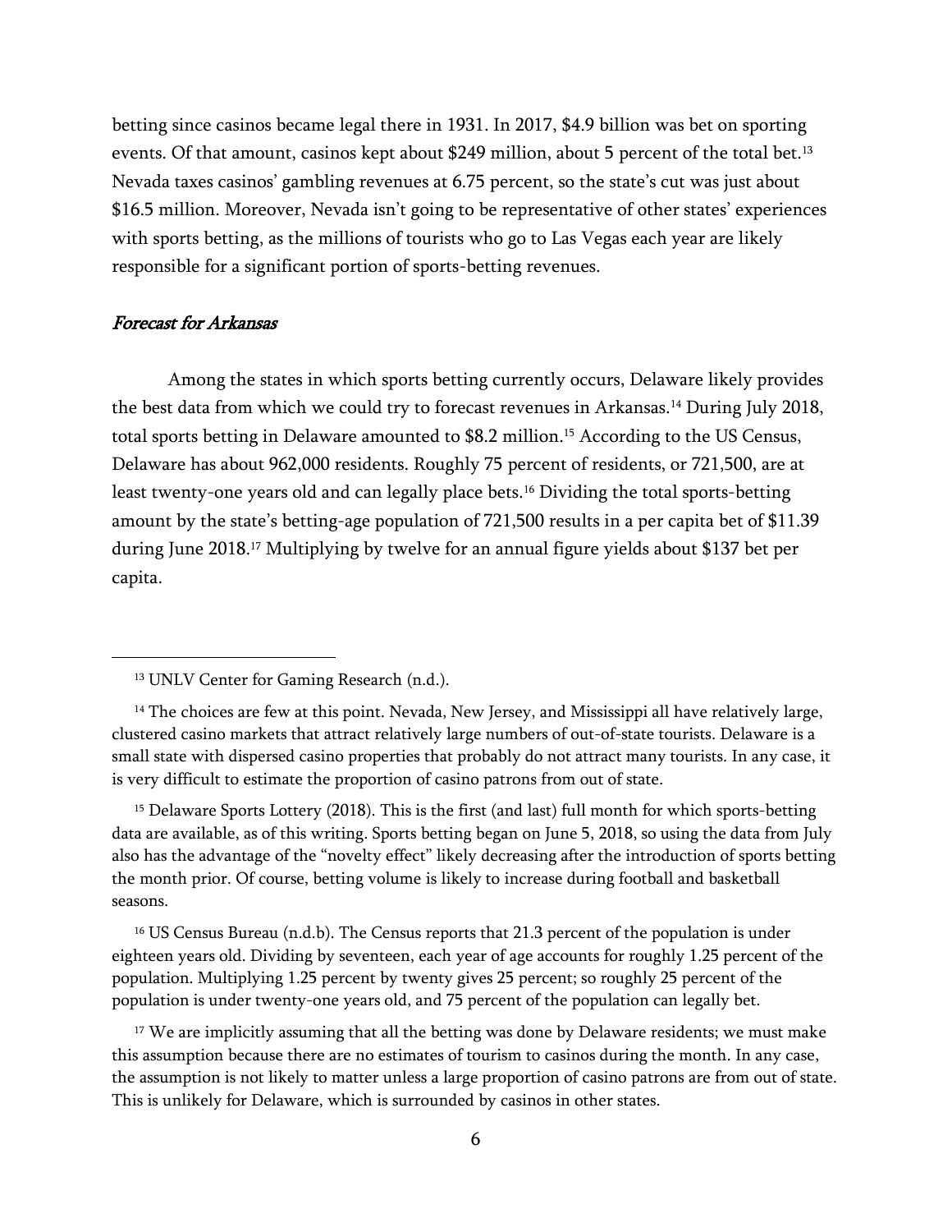betting since casinos became legal there in 1931. In 2017, $4.9 billion was bet on sporting events. Of that amount, casinos kept about $249 million, about 5 percent of the total bet.[13] Nevada taxes casinos' gambling revenues at 6.75 percent, so the state's cut was just about $16.5 million. Moreover, Nevada isn't going to be representative of other states' experiences with sports betting, as the millions of tourists who go to Las Vegas each year are likely responsible for a significant portion of sports-betting revenues.

### *Forecast for Arkansas*

Among the states in which sports betting currently occurs, Delaware likely provides the best data from which we could try to forecast revenues in Arkansas.[14] During July 2018, total sports betting in Delaware amounted to $8.2 million.[15] According to the US Census, Delaware has about 962,000 residents. Roughly 75 percent of residents, or 721,500, are at least twenty-one years old and can legally place bets.[16] Dividing the total sports-betting amount by the state's betting-age population of 721,500 results in a per capita bet of $11.39 during June 2018.[17] Multiplying by twelve for an annual figure yields about $137 bet per capita.

---

[13] UNLV Center for Gaming Research (n.d.).

[14] The choices are few at this point. Nevada, New Jersey, and Mississippi all have relatively large, clustered casino markets that attract relatively large numbers of out-of-state tourists. Delaware is a small state with dispersed casino properties that probably do not attract many tourists. In any case, it is very difficult to estimate the proportion of casino patrons from out of state.

[15] Delaware Sports Lottery (2018). This is the first (and last) full month for which sports-betting data are available, as of this writing. Sports betting began on June 5, 2018, so using the data from July also has the advantage of the "novelty effect" likely decreasing after the introduction of sports betting the month prior. Of course, betting volume is likely to increase during football and basketball seasons.

[16] US Census Bureau (n.d.b). The Census reports that 21.3 percent of the population is under eighteen years old. Dividing by seventeen, each year of age accounts for roughly 1.25 percent of the population. Multiplying 1.25 percent by twenty gives 25 percent; so roughly 25 percent of the population is under twenty-one years old, and 75 percent of the population can legally bet.

[17] We are implicitly assuming that all the betting was done by Delaware residents; we must make this assumption because there are no estimates of tourism to casinos during the month. In any case, the assumption is not likely to matter unless a large proportion of casino patrons are from out of state. This is unlikely for Delaware, which is surrounded by casinos in other states.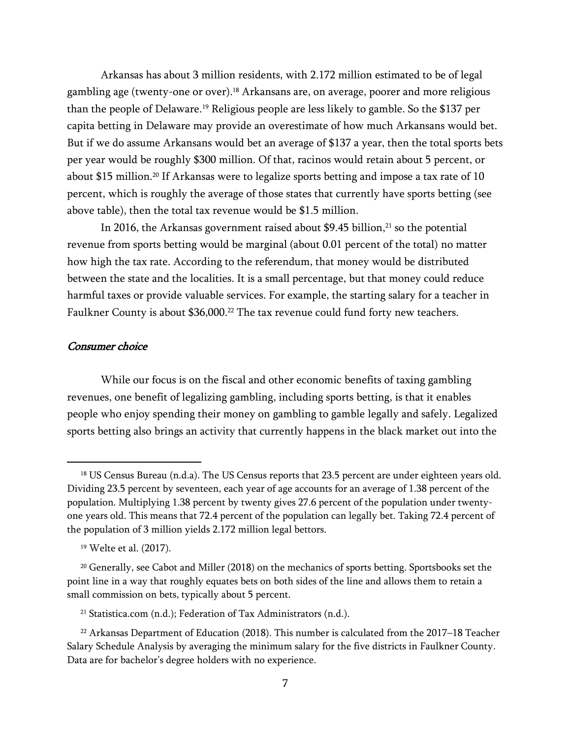Arkansas has about 3 million residents, with 2.172 million estimated to be of legal gambling age (twenty-one or over).[18] Arkansans are, on average, poorer and more religious than the people of Delaware.[19] Religious people are less likely to gamble. So the $137 per capita betting in Delaware may provide an overestimate of how much Arkansans would bet. But if we do assume Arkansans would bet an average of $137 a year, then the total sports bets per year would be roughly $300 million. Of that, racinos would retain about 5 percent, or about $15 million.[20] If Arkansas were to legalize sports betting and impose a tax rate of 10 percent, which is roughly the average of those states that currently have sports betting (see above table), then the total tax revenue would be $1.5 million.

In 2016, the Arkansas government raised about $9.45 billion,[21] so the potential revenue from sports betting would be marginal (about 0.01 percent of the total) no matter how high the tax rate. According to the referendum, that money would be distributed between the state and the localities. It is a small percentage, but that money could reduce harmful taxes or provide valuable services. For example, the starting salary for a teacher in Faulkner County is about $36,000.[22] The tax revenue could fund forty new teachers.

### *Consumer choice*

While our focus is on the fiscal and other economic benefits of taxing gambling revenues, one benefit of legalizing gambling, including sports betting, is that it enables people who enjoy spending their money on gambling to gamble legally and safely. Legalized sports betting also brings an activity that currently happens in the black market out into the

---

[18] US Census Bureau (n.d.a). The US Census reports that 23.5 percent are under eighteen years old. Dividing 23.5 percent by seventeen, each year of age accounts for an average of 1.38 percent of the population. Multiplying 1.38 percent by twenty gives 27.6 percent of the population under twenty-one years old. This means that 72.4 percent of the population can legally bet. Taking 72.4 percent of the population of 3 million yields 2.172 million legal bettors.

[19] Welte et al. (2017).

[20] Generally, see Cabot and Miller (2018) on the mechanics of sports betting. Sportsbooks set the point line in a way that roughly equates bets on both sides of the line and allows them to retain a small commission on bets, typically about 5 percent.

[21] Statistica.com (n.d.); Federation of Tax Administrators (n.d.).

[22] Arkansas Department of Education (2018). This number is calculated from the 2017–18 Teacher Salary Schedule Analysis by averaging the minimum salary for the five districts in Faulkner County. Data are for bachelor's degree holders with no experience.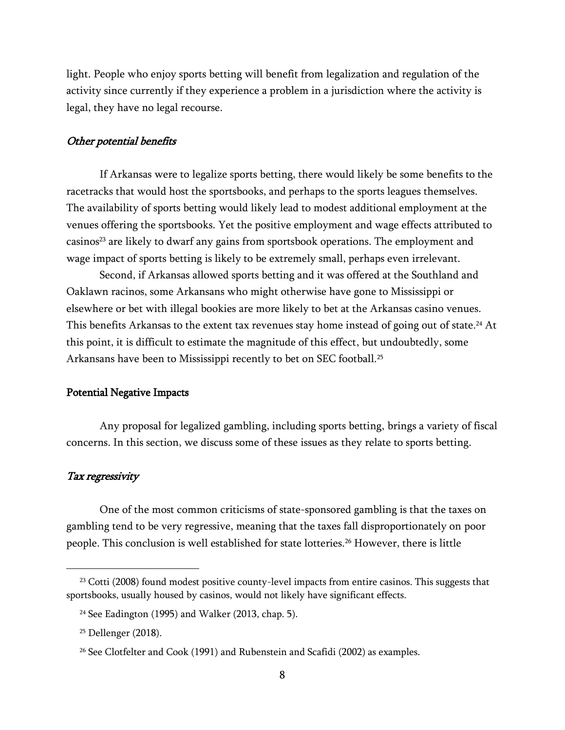light. People who enjoy sports betting will benefit from legalization and regulation of the activity since currently if they experience a problem in a jurisdiction where the activity is legal, they have no legal recourse.

### *Other potential benefits*

If Arkansas were to legalize sports betting, there would likely be some benefits to the racetracks that would host the sportsbooks, and perhaps to the sports leagues themselves. The availability of sports betting would likely lead to modest additional employment at the venues offering the sportsbooks. Yet the positive employment and wage effects attributed to casinos[23] are likely to dwarf any gains from sportsbook operations. The employment and wage impact of sports betting is likely to be extremely small, perhaps even irrelevant.

Second, if Arkansas allowed sports betting and it was offered at the Southland and Oaklawn racinos, some Arkansans who might otherwise have gone to Mississippi or elsewhere or bet with illegal bookies are more likely to bet at the Arkansas casino venues. This benefits Arkansas to the extent tax revenues stay home instead of going out of state.[24] At this point, it is difficult to estimate the magnitude of this effect, but undoubtedly, some Arkansans have been to Mississippi recently to bet on SEC football.[25]

## Potential Negative Impacts

Any proposal for legalized gambling, including sports betting, brings a variety of fiscal concerns. In this section, we discuss some of these issues as they relate to sports betting.

### *Tax regressivity*

One of the most common criticisms of state-sponsored gambling is that the taxes on gambling tend to be very regressive, meaning that the taxes fall disproportionately on poor people. This conclusion is well established for state lotteries.[26] However, there is little

---

[23] Cotti (2008) found modest positive county-level impacts from entire casinos. This suggests that sportsbooks, usually housed by casinos, would not likely have significant effects.

[24] See Eadington (1995) and Walker (2013, chap. 5).

[25] Dellenger (2018).

[26] See Clotfelter and Cook (1991) and Rubenstein and Scafidi (2002) as examples.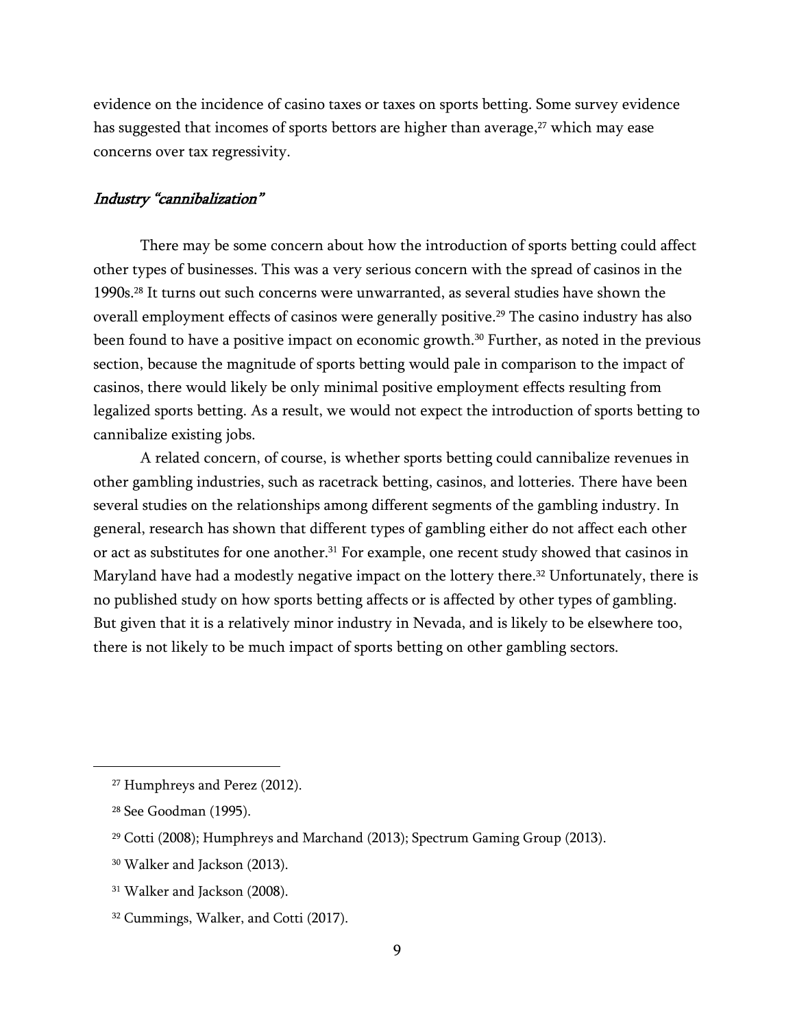evidence on the incidence of casino taxes or taxes on sports betting. Some survey evidence has suggested that incomes of sports bettors are higher than average,[27] which may ease concerns over tax regressivity.

### *Industry "cannibalization"*

There may be some concern about how the introduction of sports betting could affect other types of businesses. This was a very serious concern with the spread of casinos in the 1990s.[28] It turns out such concerns were unwarranted, as several studies have shown the overall employment effects of casinos were generally positive.[29] The casino industry has also been found to have a positive impact on economic growth.[30] Further, as noted in the previous section, because the magnitude of sports betting would pale in comparison to the impact of casinos, there would likely be only minimal positive employment effects resulting from legalized sports betting. As a result, we would not expect the introduction of sports betting to cannibalize existing jobs.

A related concern, of course, is whether sports betting could cannibalize revenues in other gambling industries, such as racetrack betting, casinos, and lotteries. There have been several studies on the relationships among different segments of the gambling industry. In general, research has shown that different types of gambling either do not affect each other or act as substitutes for one another.[31] For example, one recent study showed that casinos in Maryland have had a modestly negative impact on the lottery there.[32] Unfortunately, there is no published study on how sports betting affects or is affected by other types of gambling. But given that it is a relatively minor industry in Nevada, and is likely to be elsewhere too, there is not likely to be much impact of sports betting on other gambling sectors.

---

[27] Humphreys and Perez (2012).

[28] See Goodman (1995).

[29] Cotti (2008); Humphreys and Marchand (2013); Spectrum Gaming Group (2013).

[30] Walker and Jackson (2013).

[31] Walker and Jackson (2008).

[32] Cummings, Walker, and Cotti (2017).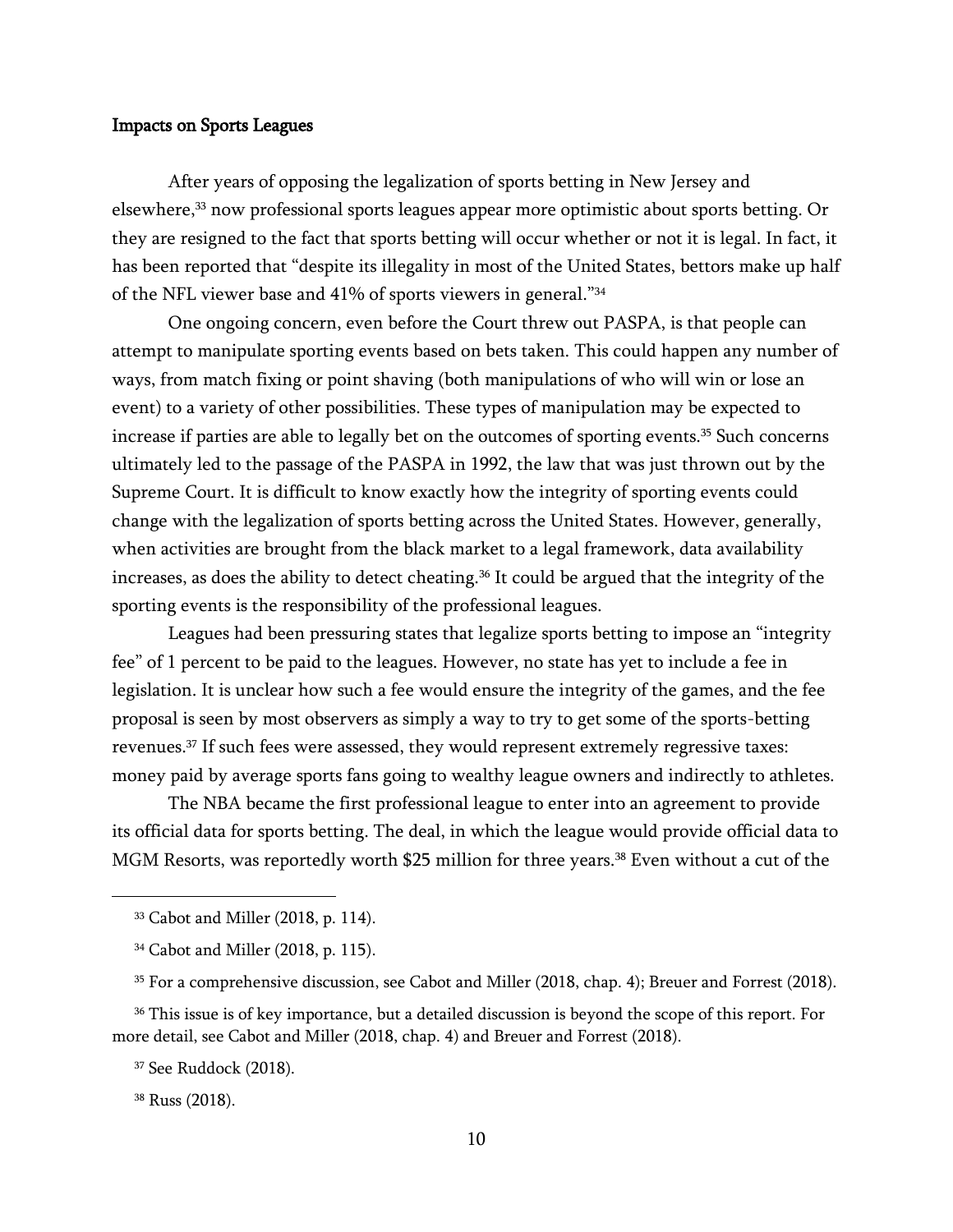### Impacts on Sports Leagues

After years of opposing the legalization of sports betting in New Jersey and elsewhere,[33] now professional sports leagues appear more optimistic about sports betting. Or they are resigned to the fact that sports betting will occur whether or not it is legal. In fact, it has been reported that "despite its illegality in most of the United States, bettors make up half of the NFL viewer base and 41% of sports viewers in general."[34]

One ongoing concern, even before the Court threw out PASPA, is that people can attempt to manipulate sporting events based on bets taken. This could happen any number of ways, from match fixing or point shaving (both manipulations of who will win or lose an event) to a variety of other possibilities. These types of manipulation may be expected to increase if parties are able to legally bet on the outcomes of sporting events.[35] Such concerns ultimately led to the passage of the PASPA in 1992, the law that was just thrown out by the Supreme Court. It is difficult to know exactly how the integrity of sporting events could change with the legalization of sports betting across the United States. However, generally, when activities are brought from the black market to a legal framework, data availability increases, as does the ability to detect cheating.[36] It could be argued that the integrity of the sporting events is the responsibility of the professional leagues.

Leagues had been pressuring states that legalize sports betting to impose an "integrity fee" of 1 percent to be paid to the leagues. However, no state has yet to include a fee in legislation. It is unclear how such a fee would ensure the integrity of the games, and the fee proposal is seen by most observers as simply a way to try to get some of the sports-betting revenues.[37] If such fees were assessed, they would represent extremely regressive taxes: money paid by average sports fans going to wealthy league owners and indirectly to athletes.

The NBA became the first professional league to enter into an agreement to provide its official data for sports betting. The deal, in which the league would provide official data to MGM Resorts, was reportedly worth $25 million for three years.[38] Even without a cut of the

---

[33] Cabot and Miller (2018, p. 114).

[34] Cabot and Miller (2018, p. 115).

[35] For a comprehensive discussion, see Cabot and Miller (2018, chap. 4); Breuer and Forrest (2018).

[36] This issue is of key importance, but a detailed discussion is beyond the scope of this report. For more detail, see Cabot and Miller (2018, chap. 4) and Breuer and Forrest (2018).

[37] See Ruddock (2018).

[38] Russ (2018).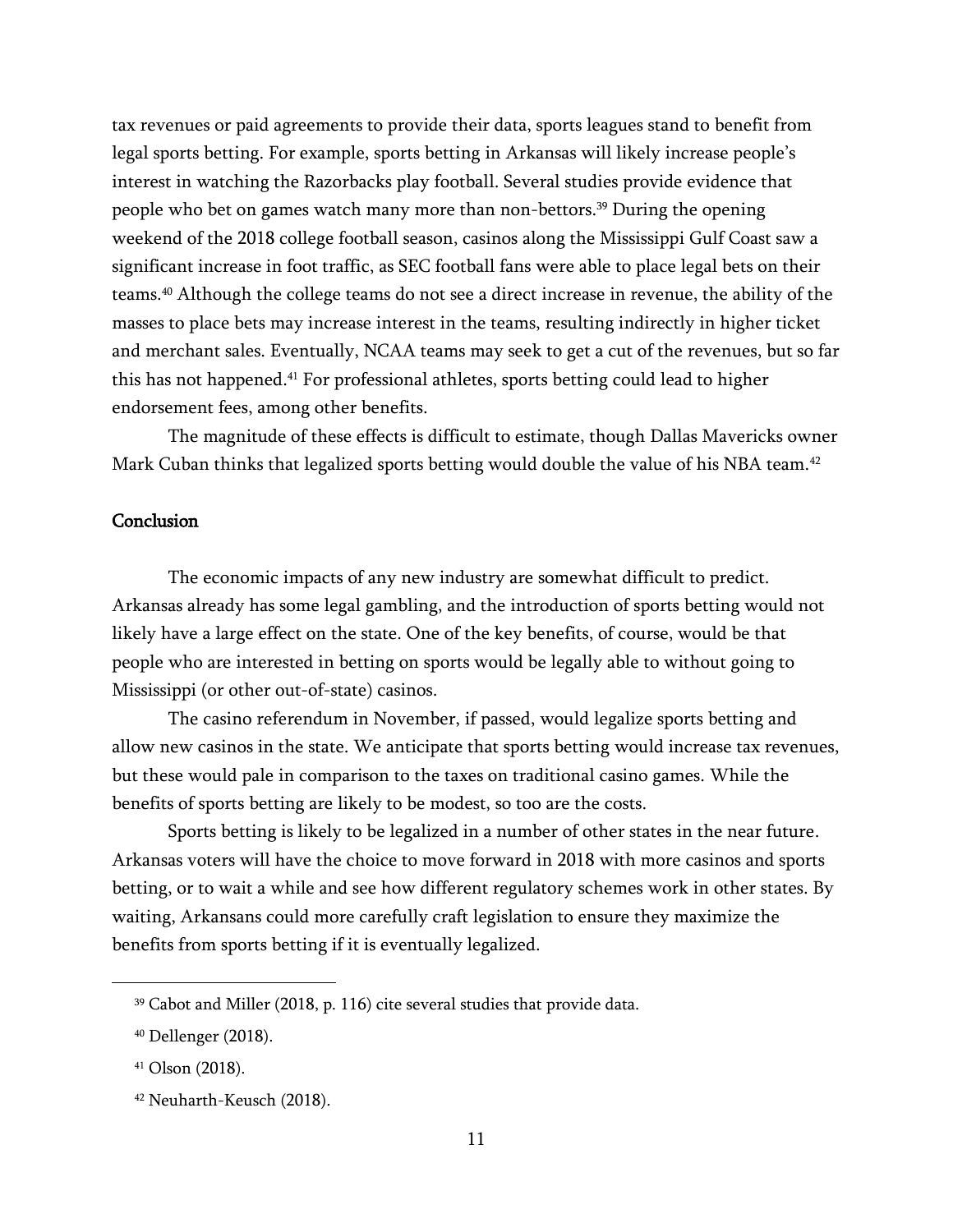tax revenues or paid agreements to provide their data, sports leagues stand to benefit from legal sports betting. For example, sports betting in Arkansas will likely increase people's interest in watching the Razorbacks play football. Several studies provide evidence that people who bet on games watch many more than non-bettors.[39] During the opening weekend of the 2018 college football season, casinos along the Mississippi Gulf Coast saw a significant increase in foot traffic, as SEC football fans were able to place legal bets on their teams.[40] Although the college teams do not see a direct increase in revenue, the ability of the masses to place bets may increase interest in the teams, resulting indirectly in higher ticket and merchant sales. Eventually, NCAA teams may seek to get a cut of the revenues, but so far this has not happened.[41] For professional athletes, sports betting could lead to higher endorsement fees, among other benefits.

The magnitude of these effects is difficult to estimate, though Dallas Mavericks owner Mark Cuban thinks that legalized sports betting would double the value of his NBA team.[42]

## Conclusion

The economic impacts of any new industry are somewhat difficult to predict. Arkansas already has some legal gambling, and the introduction of sports betting would not likely have a large effect on the state. One of the key benefits, of course, would be that people who are interested in betting on sports would be legally able to without going to Mississippi (or other out-of-state) casinos.

The casino referendum in November, if passed, would legalize sports betting and allow new casinos in the state. We anticipate that sports betting would increase tax revenues, but these would pale in comparison to the taxes on traditional casino games. While the benefits of sports betting are likely to be modest, so too are the costs.

Sports betting is likely to be legalized in a number of other states in the near future. Arkansas voters will have the choice to move forward in 2018 with more casinos and sports betting, or to wait a while and see how different regulatory schemes work in other states. By waiting, Arkansans could more carefully craft legislation to ensure they maximize the benefits from sports betting if it is eventually legalized.

---

[39] Cabot and Miller (2018, p. 116) cite several studies that provide data.

[40] Dellenger (2018).

[41] Olson (2018).

[42] Neuharth-Keusch (2018).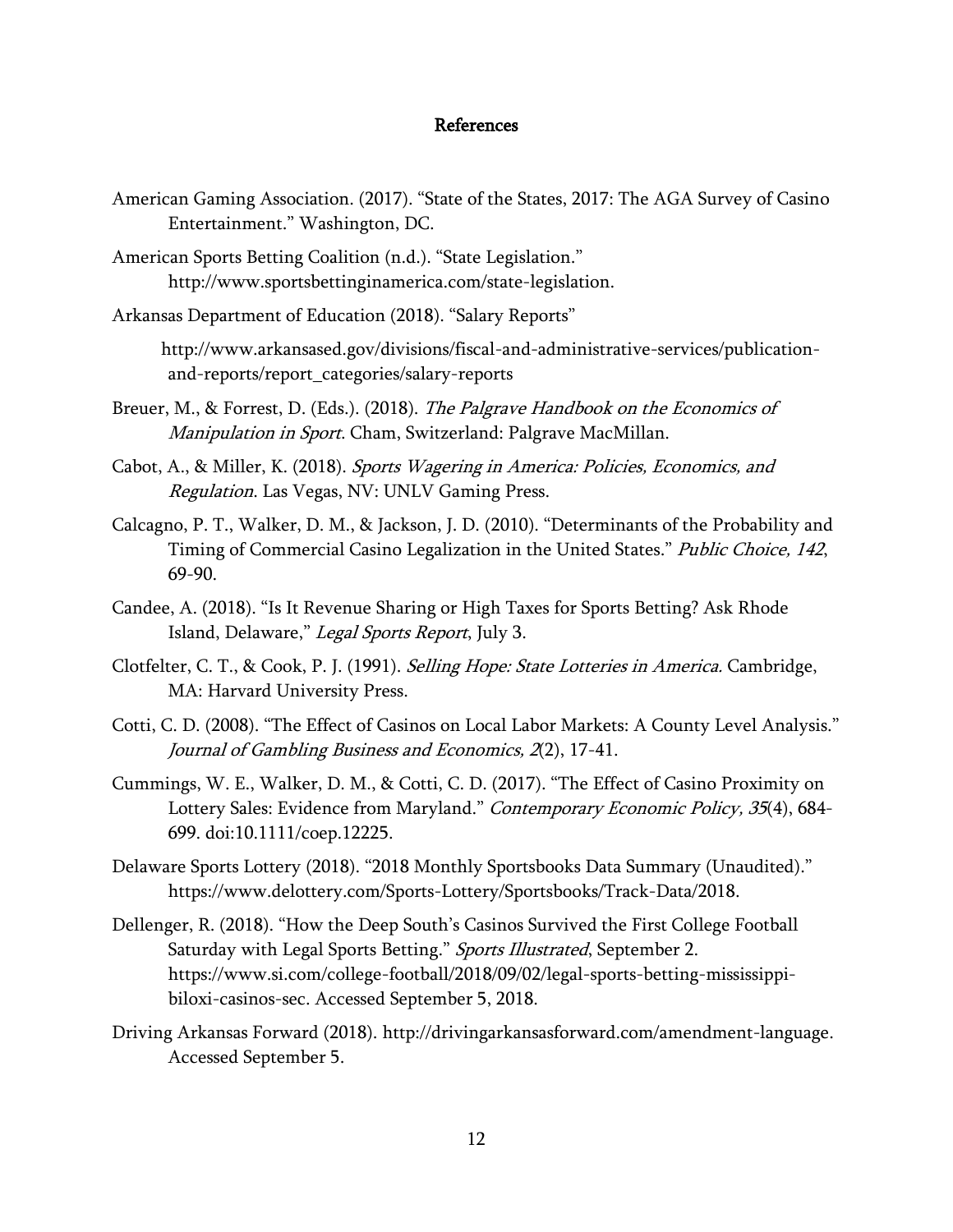# References

American Gaming Association. (2017). "State of the States, 2017: The AGA Survey of Casino Entertainment." Washington, DC.

American Sports Betting Coalition (n.d.). "State Legislation." http://www.sportsbettinginamerica.com/state-legislation.

Arkansas Department of Education (2018). "Salary Reports" http://www.arkansased.gov/divisions/fiscal-and-administrative-services/publication-and-reports/report_categories/salary-reports

Breuer, M., & Forrest, D. (Eds.). (2018). *The Palgrave Handbook on the Economics of Manipulation in Sport*. Cham, Switzerland: Palgrave MacMillan.

Cabot, A., & Miller, K. (2018). *Sports Wagering in America: Policies, Economics, and Regulation*. Las Vegas, NV: UNLV Gaming Press.

Calcagno, P. T., Walker, D. M., & Jackson, J. D. (2010). "Determinants of the Probability and Timing of Commercial Casino Legalization in the United States." *Public Choice, 142*, 69-90.

Candee, A. (2018). "Is It Revenue Sharing or High Taxes for Sports Betting? Ask Rhode Island, Delaware," *Legal Sports Report*, July 3.

Clotfelter, C. T., & Cook, P. J. (1991). *Selling Hope: State Lotteries in America.* Cambridge, MA: Harvard University Press.

Cotti, C. D. (2008). "The Effect of Casinos on Local Labor Markets: A County Level Analysis." *Journal of Gambling Business and Economics, 2*(2), 17-41.

Cummings, W. E., Walker, D. M., & Cotti, C. D. (2017). "The Effect of Casino Proximity on Lottery Sales: Evidence from Maryland." *Contemporary Economic Policy, 35*(4), 684-699. doi:10.1111/coep.12225.

Delaware Sports Lottery (2018). "2018 Monthly Sportsbooks Data Summary (Unaudited)." https://www.delottery.com/Sports-Lottery/Sportsbooks/Track-Data/2018.

Dellenger, R. (2018). "How the Deep South's Casinos Survived the First College Football Saturday with Legal Sports Betting." *Sports Illustrated*, September 2. https://www.si.com/college-football/2018/09/02/legal-sports-betting-mississippi-biloxi-casinos-sec. Accessed September 5, 2018.

Driving Arkansas Forward (2018). http://drivingarkansasforward.com/amendment-language. Accessed September 5.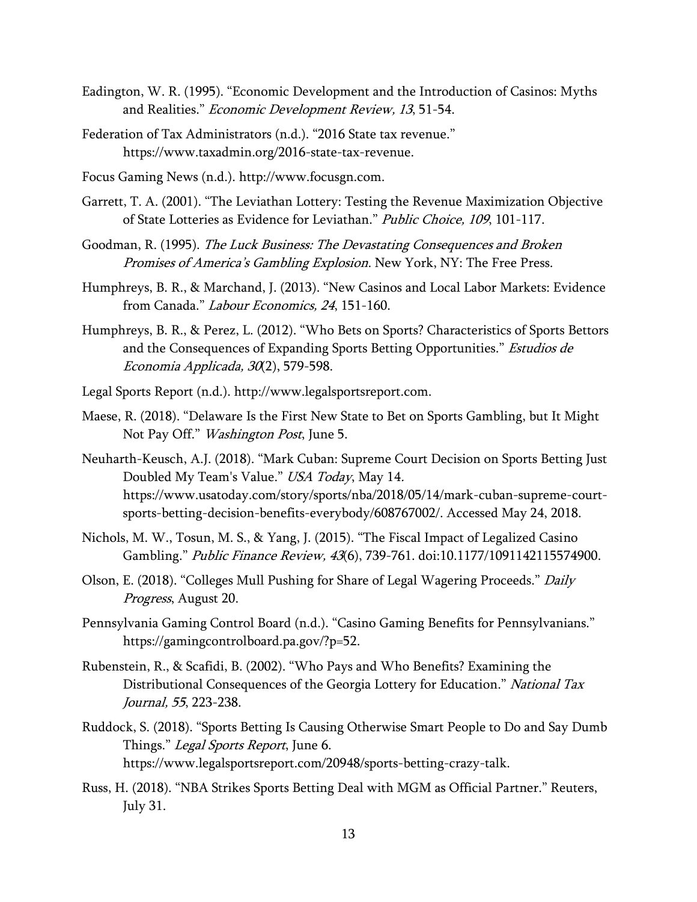Eadington, W. R. (1995). "Economic Development and the Introduction of Casinos: Myths and Realities." *Economic Development Review, 13*, 51-54.

Federation of Tax Administrators (n.d.). "2016 State tax revenue." https://www.taxadmin.org/2016-state-tax-revenue.

Focus Gaming News (n.d.). http://www.focusgn.com.

Garrett, T. A. (2001). "The Leviathan Lottery: Testing the Revenue Maximization Objective of State Lotteries as Evidence for Leviathan." *Public Choice, 109*, 101-117.

Goodman, R. (1995). *The Luck Business: The Devastating Consequences and Broken Promises of America's Gambling Explosion*. New York, NY: The Free Press.

Humphreys, B. R., & Marchand, J. (2013). "New Casinos and Local Labor Markets: Evidence from Canada." *Labour Economics, 24*, 151-160.

Humphreys, B. R., & Perez, L. (2012). "Who Bets on Sports? Characteristics of Sports Bettors and the Consequences of Expanding Sports Betting Opportunities." *Estudios de Economia Applicada, 30*(2), 579-598.

Legal Sports Report (n.d.). http://www.legalsportsreport.com.

Maese, R. (2018). "Delaware Is the First New State to Bet on Sports Gambling, but It Might Not Pay Off." *Washington Post*, June 5.

Neuharth-Keusch, A.J. (2018). "Mark Cuban: Supreme Court Decision on Sports Betting Just Doubled My Team's Value." *USA Today*, May 14. https://www.usatoday.com/story/sports/nba/2018/05/14/mark-cuban-supreme-court-sports-betting-decision-benefits-everybody/608767002/. Accessed May 24, 2018.

Nichols, M. W., Tosun, M. S., & Yang, J. (2015). "The Fiscal Impact of Legalized Casino Gambling." *Public Finance Review, 43*(6), 739-761. doi:10.1177/1091142115574900.

Olson, E. (2018). "Colleges Mull Pushing for Share of Legal Wagering Proceeds." *Daily Progress*, August 20.

Pennsylvania Gaming Control Board (n.d.). "Casino Gaming Benefits for Pennsylvanians." https://gamingcontrolboard.pa.gov/?p=52.

Rubenstein, R., & Scafidi, B. (2002). "Who Pays and Who Benefits? Examining the Distributional Consequences of the Georgia Lottery for Education." *National Tax Journal, 55*, 223-238.

Ruddock, S. (2018). "Sports Betting Is Causing Otherwise Smart People to Do and Say Dumb Things." *Legal Sports Report*, June 6. https://www.legalsportsreport.com/20948/sports-betting-crazy-talk.

Russ, H. (2018). "NBA Strikes Sports Betting Deal with MGM as Official Partner." Reuters, July 31.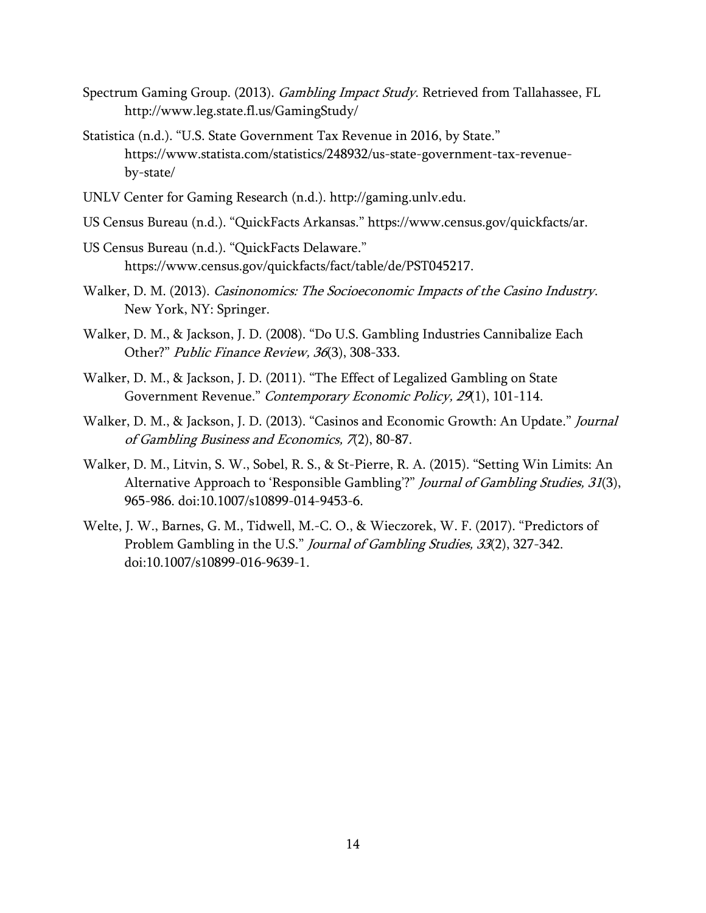Spectrum Gaming Group. (2013). *Gambling Impact Study*. Retrieved from Tallahassee, FL http://www.leg.state.fl.us/GamingStudy/

Statistica (n.d.). "U.S. State Government Tax Revenue in 2016, by State." https://www.statista.com/statistics/248932/us-state-government-tax-revenue-by-state/

UNLV Center for Gaming Research (n.d.). http://gaming.unlv.edu.

US Census Bureau (n.d.). "QuickFacts Arkansas." https://www.census.gov/quickfacts/ar.

US Census Bureau (n.d.). "QuickFacts Delaware." https://www.census.gov/quickfacts/fact/table/de/PST045217.

Walker, D. M. (2013). *Casinonomics: The Socioeconomic Impacts of the Casino Industry*. New York, NY: Springer.

Walker, D. M., & Jackson, J. D. (2008). "Do U.S. Gambling Industries Cannibalize Each Other?" *Public Finance Review, 36*(3), 308-333.

Walker, D. M., & Jackson, J. D. (2011). "The Effect of Legalized Gambling on State Government Revenue." *Contemporary Economic Policy, 29*(1), 101-114.

Walker, D. M., & Jackson, J. D. (2013). "Casinos and Economic Growth: An Update." *Journal of Gambling Business and Economics, 7*(2), 80-87.

Walker, D. M., Litvin, S. W., Sobel, R. S., & St-Pierre, R. A. (2015). "Setting Win Limits: An Alternative Approach to 'Responsible Gambling'?" *Journal of Gambling Studies, 31*(3), 965-986. doi:10.1007/s10899-014-9453-6.

Welte, J. W., Barnes, G. M., Tidwell, M.-C. O., & Wieczorek, W. F. (2017). "Predictors of Problem Gambling in the U.S." *Journal of Gambling Studies, 33*(2), 327-342. doi:10.1007/s10899-016-9639-1.